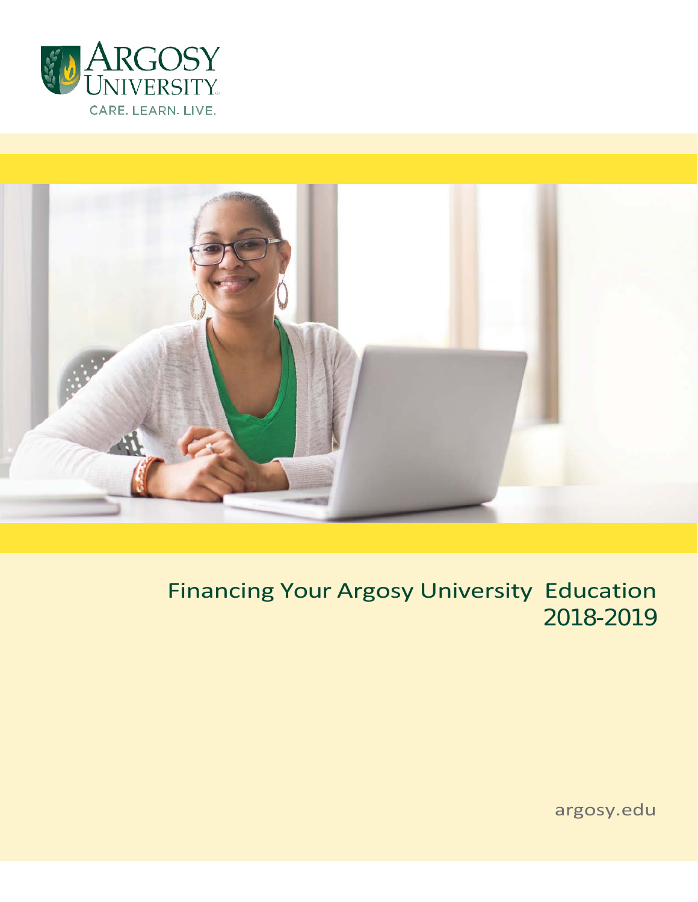ARGOSY UNIVERSITY

CARE. LEARN. LIVE.

# Financing Your Argosy University Education 2018-2019

argosy.edu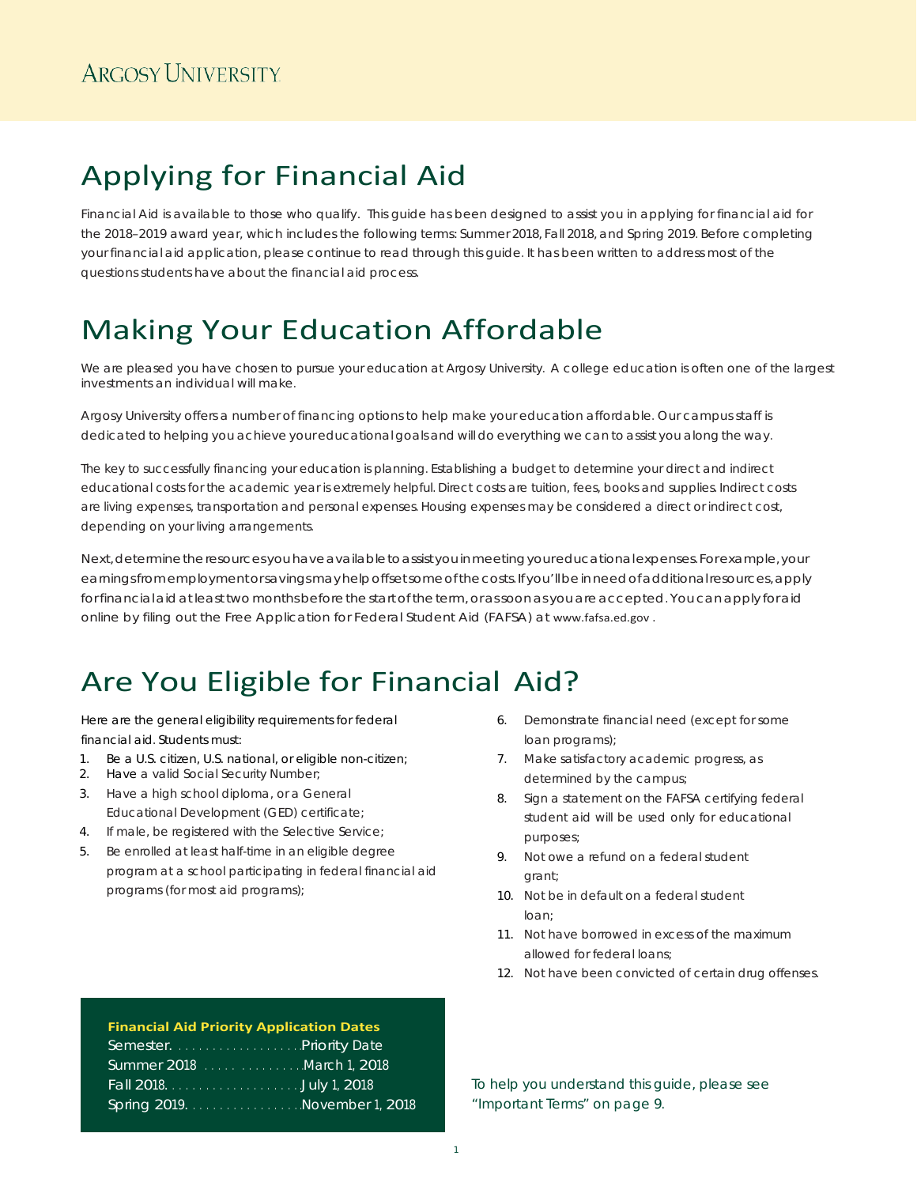Argosy University

# Applying for Financial Aid

Financial Aid is available to those who qualify. This guide has been designed to assist you in applying for financial aid for the 2018–2019 award year, which includes the following terms: Summer 2018, Fall 2018, and Spring 2019. Before completing your financial aid application, please continue to read through this guide. It has been written to address most of the questions students have about the financial aid process.

# Making Your Education Affordable

We are pleased you have chosen to pursue your education at Argosy University. A college education is often one of the largest investments an individual will make.

Argosy University offers a number of financing options to help make your education affordable. Our campus staff is dedicated to helping you achieve your educational goals and will do everything we can to assist you along the way.

The key to successfully financing your education is planning. Establishing a budget to determine your direct and indirect educational costs for the academic year is extremely helpful. Direct costs are tuition, fees, books and supplies. Indirect costs are living expenses, transportation and personal expenses. Housing expenses may be considered a direct or indirect cost, depending on your living arrangements.

Next, determine the resources you have available to assist you in meeting your educational expenses. For example, your earnings from employment or savings may help offset some of the costs. If you'll be in need of additional resources, apply for financial aid at least two months before the start of the term, or as soon as you are accepted. You can apply for aid online by filing out the Free Application for Federal Student Aid (FAFSA) at www.fafsa.ed.gov .

# Are You Eligible for Financial Aid?

Here are the general eligibility requirements for federal financial aid. Students must:

1. Be a U.S. citizen, U.S. national, or eligible non-citizen;
2. Have a valid Social Security Number;
3. Have a high school diploma, or a General Educational Development (GED) certificate;
4. If male, be registered with the Selective Service;
5. Be enrolled at least half-time in an eligible degree program at a school participating in federal financial aid programs (for most aid programs);
6. Demonstrate financial need (except for some loan programs);
7. Make satisfactory academic progress, as determined by the campus;
8. Sign a statement on the FAFSA certifying federal student aid will be used only for educational purposes;
9. Not owe a refund on a federal student grant;
10. Not be in default on a federal student loan;
11. Not have borrowed in excess of the maximum allowed for federal loans;
12. Not have been convicted of certain drug offenses.

**Financial Aid Priority Application Dates**

| Semester | Priority Date |
|---|---|
| Summer 2018 | March 1, 2018 |
| Fall 2018 | July 1, 2018 |
| Spring 2019 | November 1, 2018 |

To help you understand this guide, please see "Important Terms" on page 9.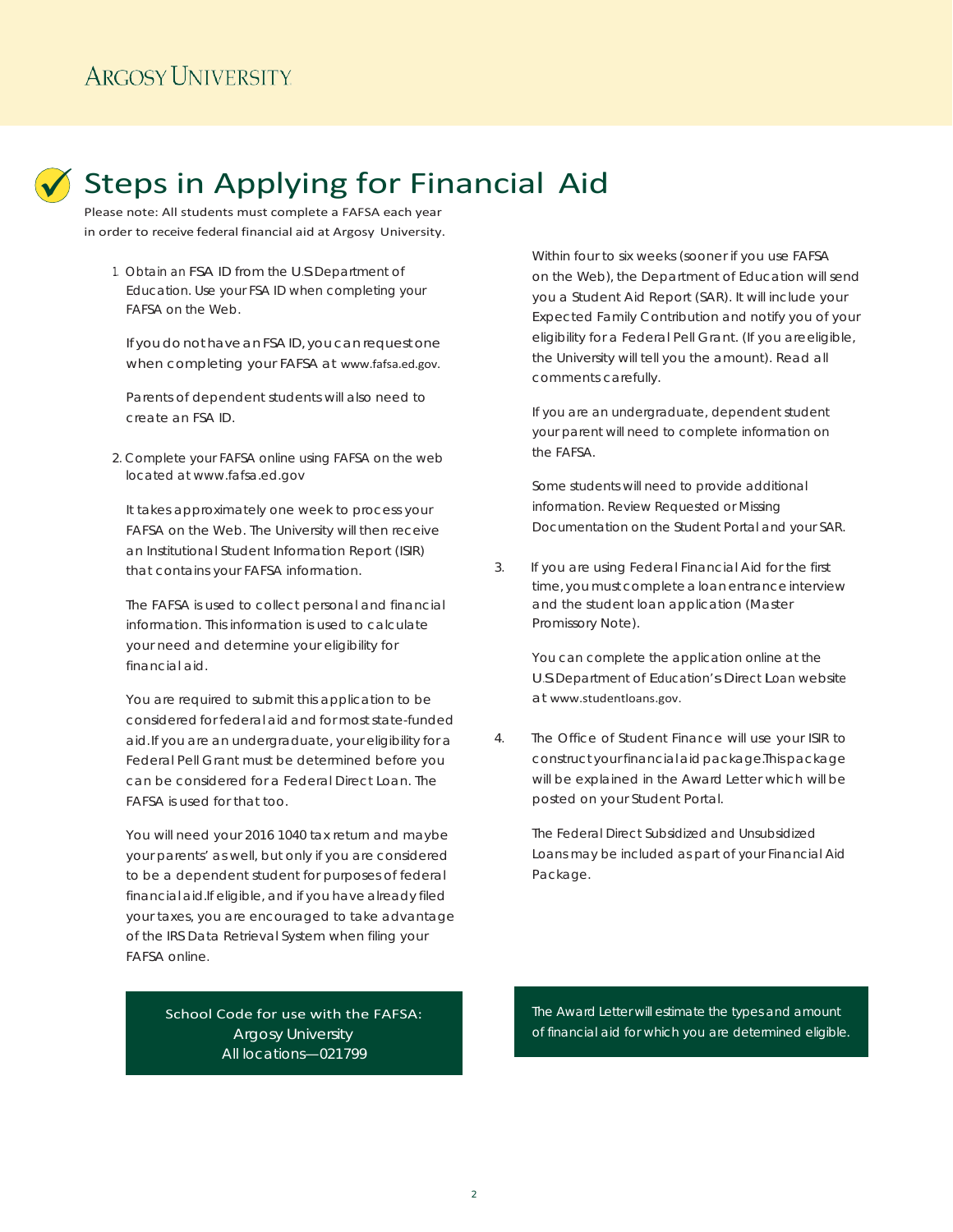# Steps in Applying for Financial Aid

Please note: All students must complete a FAFSA each year in order to receive federal financial aid at Argosy University.

1. Obtain an FSA ID from the U.S Department of Education. Use your FSA ID when completing your FAFSA on the Web.

   If you do not have an FSA ID, you can request one when completing your FAFSA at www.fafsa.ed.gov.

   Parents of dependent students will also need to create an FSA ID.

2. Complete your FAFSA online using FAFSA on the web located at www.fafsa.ed.gov

   It takes approximately one week to process your FAFSA on the Web. The University will then receive an Institutional Student Information Report (ISIR) that contains your FAFSA information.

   The FAFSA is used to collect personal and financial information. This information is used to calculate your need and determine your eligibility for financial aid.

   You are required to submit this application to be considered for federal aid and for most state-funded aid. If you are an undergraduate, your eligibility for a Federal Pell Grant must be determined before you can be considered for a Federal Direct Loan. The FAFSA is used for that too.

   You will need your 2016 1040 tax return and maybe your parents' as well, but only if you are considered to be a dependent student for purposes of federal financial aid. If eligible, and if you have already filed your taxes, you are encouraged to take advantage of the IRS Data Retrieval System when filing your FAFSA online.

   Within four to six weeks (sooner if you use FAFSA on the Web), the Department of Education will send you a Student Aid Report (SAR). It will include your Expected Family Contribution and notify you of your eligibility for a Federal Pell Grant. (If you are eligible, the University will tell you the amount). Read all comments carefully.

   If you are an undergraduate, dependent student your parent will need to complete information on the FAFSA.

   Some students will need to provide additional information. Review Requested or Missing Documentation on the Student Portal and your SAR.

3. If you are using Federal Financial Aid for the first time, you must complete a loan entrance interview and the student loan application (Master Promissory Note).

   You can complete the application online at the U.S Department of Education's Direct Loan website at www.studentloans.gov.

4. The Office of Student Finance will use your ISIR to construct your financial aid package. This package will be explained in the Award Letter which will be posted on your Student Portal.

   The Federal Direct Subsidized and Unsubsidized Loans may be included as part of your Financial Aid Package.

School Code for use with the FAFSA:
Argosy University
All locations—021799

The Award Letter will estimate the types and amount of financial aid for which you are determined eligible.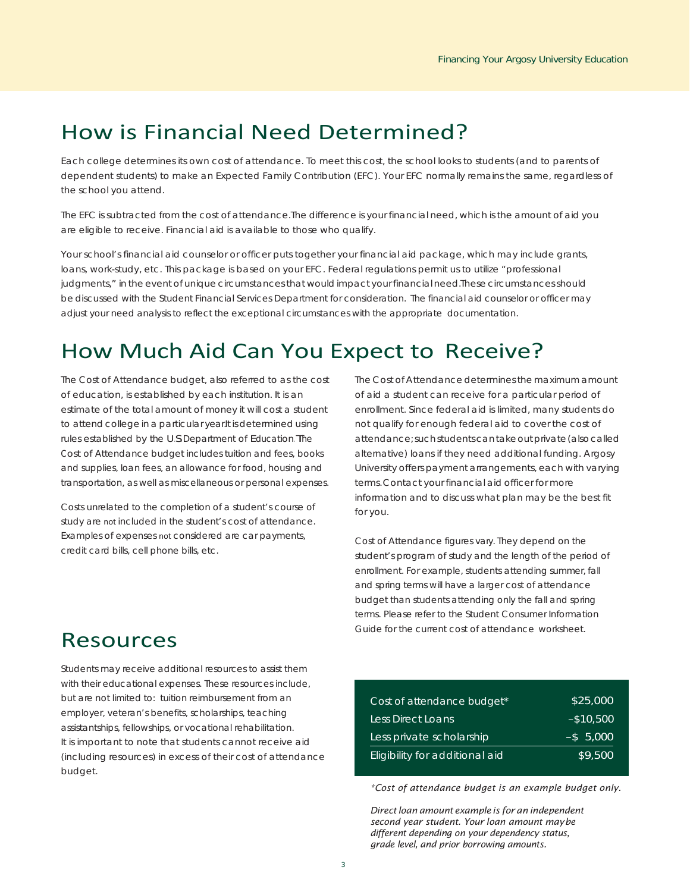# How is Financial Need Determined?

Each college determines its own cost of attendance. To meet this cost, the school looks to students (and to parents of dependent students) to make an Expected Family Contribution (EFC). Your EFC normally remains the same, regardless of the school you attend.

The EFC is subtracted from the cost of attendance. The difference is your financial need, which is the amount of aid you are eligible to receive. Financial aid is available to those who qualify.

Your school's financial aid counselor or officer puts together your financial aid package, which may include grants, loans, work-study, etc. This package is based on your EFC. Federal regulations permit us to utilize "professional judgments," in the event of unique circumstances that would impact your financial need. These circumstances should be discussed with the Student Financial Services Department for consideration. The financial aid counselor or officer may adjust your need analysis to reflect the exceptional circumstances with the appropriate documentation.

# How Much Aid Can You Expect to Receive?

The Cost of Attendance budget, also referred to as the cost of education, is established by each institution. It is an estimate of the total amount of money it will cost a student to attend college in a particular year. It is determined using rules established by the U.S. Department of Education. The Cost of Attendance budget includes tuition and fees, books and supplies, loan fees, an allowance for food, housing and transportation, as well as miscellaneous or personal expenses.

Costs unrelated to the completion of a student's course of study are not included in the student's cost of attendance. Examples of expenses not considered are car payments, credit card bills, cell phone bills, etc.

The Cost of Attendance determines the maximum amount of aid a student can receive for a particular period of enrollment. Since federal aid is limited, many students do not qualify for enough federal aid to cover the cost of attendance; such students can take out private (also called alternative) loans if they need additional funding. Argosy University offers payment arrangements, each with varying terms. Contact your financial aid officer for more information and to discuss what plan may be the best fit for you.

Cost of Attendance figures vary. They depend on the student's program of study and the length of the period of enrollment. For example, students attending summer, fall and spring terms will have a larger cost of attendance budget than students attending only the fall and spring terms. Please refer to the Student Consumer Information Guide for the current cost of attendance worksheet.

| | |
|---|---|
| Cost of attendance budget* | $25,000 |
| Less Direct Loans | –$10,500 |
| Less private scholarship | –$ 5,000 |
| Eligibility for additional aid | $9,500 |

*\*Cost of attendance budget is an example budget only.*

*Direct loan amount example is for an independent second year student. Your loan amount may be different depending on your dependency status, grade level, and prior borrowing amounts.*

# Resources

Students may receive additional resources to assist them with their educational expenses. These resources include, but are not limited to: tuition reimbursement from an employer, veteran's benefits, scholarships, teaching assistantships, fellowships, or vocational rehabilitation. It is important to note that students cannot receive aid (including resources) in excess of their cost of attendance budget.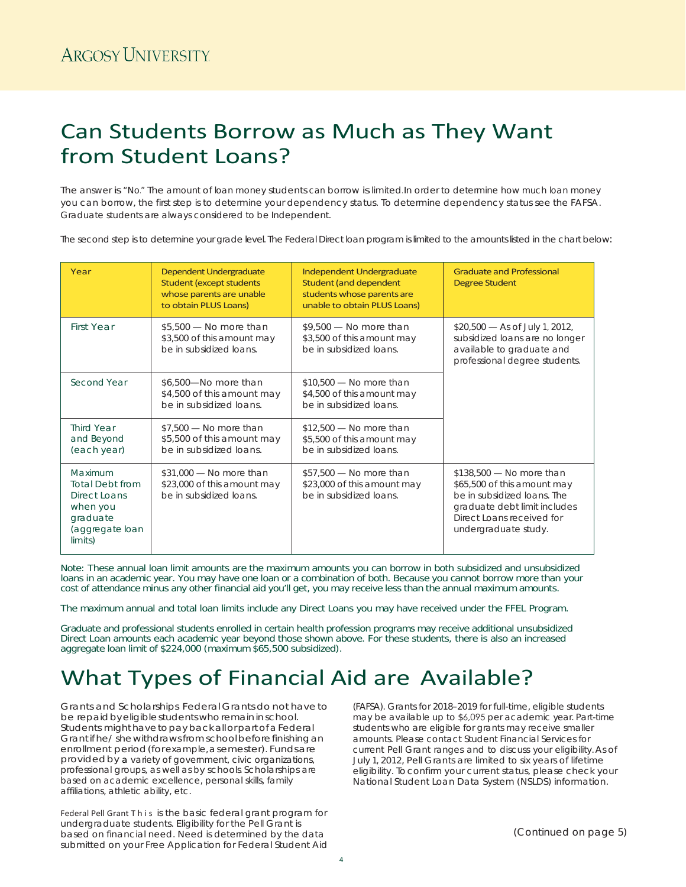# Can Students Borrow as Much as They Want from Student Loans?

The answer is "No." The amount of loan money students can borrow is limited. In order to determine how much loan money you can borrow, the first step is to determine your dependency status. To determine dependency status see the FAFSA. Graduate students are always considered to be Independent.

The second step is to determine your grade level. The Federal Direct loan program is limited to the amounts listed in the chart below:

| Year | Dependent Undergraduate Student (except students whose parents are unable to obtain PLUS Loans) | Independent Undergraduate Student (and dependent students whose parents are unable to obtain PLUS Loans) | Graduate and Professional Degree Student |
|---|---|---|---|
| First Year | $5,500 — No more than $3,500 of this amount may be in subsidized loans. | $9,500 — No more than $3,500 of this amount may be in subsidized loans. | $20,500 — As of July 1, 2012, subsidized loans are no longer available to graduate and professional degree students. |
| Second Year | $6,500—No more than $4,500 of this amount may be in subsidized loans. | $10,500 — No more than $4,500 of this amount may be in subsidized loans. | |
| Third Year and Beyond (each year) | $7,500 — No more than $5,500 of this amount may be in subsidized loans. | $12,500 — No more than $5,500 of this amount may be in subsidized loans. | |
| Maximum Total Debt from Direct Loans when you graduate (aggregate loan limits) | $31,000 — No more than $23,000 of this amount may be in subsidized loans. | $57,500 — No more than $23,000 of this amount may be in subsidized loans. | $138,500 — No more than $65,500 of this amount may be in subsidized loans. The graduate debt limit includes Direct Loans received for undergraduate study. |

Note: These annual loan limit amounts are the maximum amounts you can borrow in both subsidized and unsubsidized loans in an academic year. You may have one loan or a combination of both. Because you cannot borrow more than your cost of attendance minus any other financial aid you'll get, you may receive less than the annual maximum amounts.

The maximum annual and total loan limits include any Direct Loans you may have received under the FFEL Program.

Graduate and professional students enrolled in certain health profession programs may receive additional unsubsidized Direct Loan amounts each academic year beyond those shown above. For these students, there is also an increased aggregate loan limit of $224,000 (maximum $65,500 subsidized).

# What Types of Financial Aid are Available?

Grants and Scholarships Federal Grants do not have to be repaid by eligible students who remain in school. Students might have to pay back all or part of a Federal Grant if he/ she withdraws from school before finishing an enrollment period (for example, a semester). Funds are provided by a variety of government, civic organizations, professional groups, as well as by schools Scholarships are based on academic excellence, personal skills, family affiliations, athletic ability, etc.

Federal Pell Grant This is the basic federal grant program for undergraduate students. Eligibility for the Pell Grant is based on financial need. Need is determined by the data submitted on your Free Application for Federal Student Aid (FAFSA). Grants for 2018–2019 for full-time, eligible students may be available up to $6,095 per academic year. Part-time students who are eligible for grants may receive smaller amounts. Please contact Student Financial Services for current Pell Grant ranges and to discuss your eligibility. As of July 1, 2012, Pell Grants are limited to six years of lifetime eligibility. To confirm your current status, please check your National Student Loan Data System (NSLDS) information.

(Continued on page 5)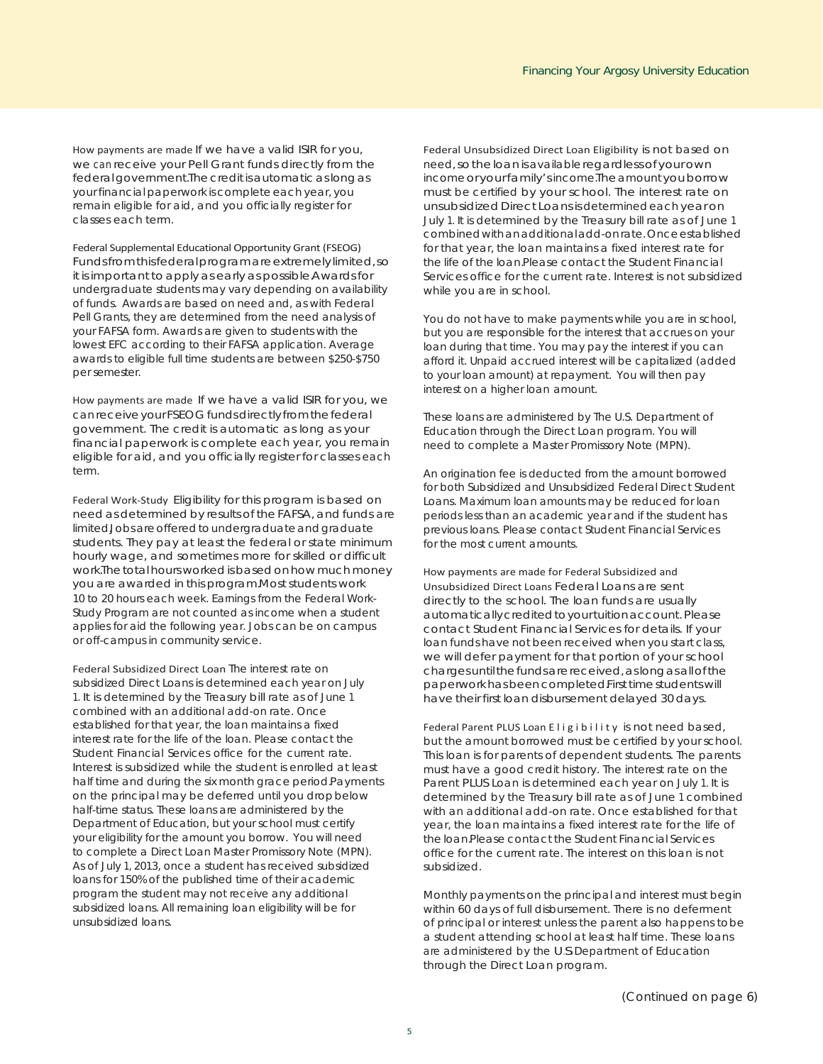**How payments are made** If we have a valid ISIR for you, we can receive your Pell Grant funds directly from the federal government. The credit is automatic as long as your financial paperwork is complete each year, you remain eligible for aid, and you officially register for classes each term.

**Federal Supplemental Educational Opportunity Grant (FSEOG)** Funds from this federal program are extremely limited, so it is important to apply as early as possible. Awards for undergraduate students may vary depending on availability of funds. Awards are based on need and, as with Federal Pell Grants, they are determined from the need analysis of your FAFSA form. Awards are given to students with the lowest EFC according to their FAFSA application. Average awards to eligible full time students are between $250-$750 per semester.

**How payments are made** If we have a valid ISIR for you, we can receive your FSEOG funds directly from the federal government. The credit is automatic as long as your financial paperwork is complete each year, you remain eligible for aid, and you officially register for classes each term.

**Federal Work-Study** Eligibility for this program is based on need as determined by results of the FAFSA, and funds are limited. Jobs are offered to undergraduate and graduate students. They pay at least the federal or state minimum hourly wage, and sometimes more for skilled or difficult work. The total hours worked is based on how much money you are awarded in this program. Most students work 10 to 20 hours each week. Earnings from the Federal Work-Study Program are not counted as income when a student applies for aid the following year. Jobs can be on campus or off-campus in community service.

**Federal Subsidized Direct Loan** The interest rate on subsidized Direct Loans is determined each year on July 1. It is determined by the Treasury bill rate as of June 1 combined with an additional add-on rate. Once established for that year, the loan maintains a fixed interest rate for the life of the loan. Please contact the Student Financial Services office for the current rate. Interest is subsidized while the student is enrolled at least half time and during the six month grace period. Payments on the principal may be deferred until you drop below half-time status. These loans are administered by the Department of Education, but your school must certify your eligibility for the amount you borrow. You will need to complete a Direct Loan Master Promissory Note (MPN). As of July 1, 2013, once a student has received subsidized loans for 150% of the published time of their academic program the student may not receive any additional subsidized loans. All remaining loan eligibility will be for unsubsidized loans.

**Federal Unsubsidized Direct Loan Eligibility** is not based on need, so the loan is available regardless of your own income or your family's income. The amount you borrow must be certified by your school. The interest rate on unsubsidized Direct Loans is determined each year on July 1. It is determined by the Treasury bill rate as of June 1 combined with an additional add-on rate. Once established for that year, the loan maintains a fixed interest rate for the life of the loan. Please contact the Student Financial Services office for the current rate. Interest is not subsidized while you are in school.

You do not have to make payments while you are in school, but you are responsible for the interest that accrues on your loan during that time. You may pay the interest if you can afford it. Unpaid accrued interest will be capitalized (added to your loan amount) at repayment. You will then pay interest on a higher loan amount.

These loans are administered by The U.S. Department of Education through the Direct Loan program. You will need to complete a Master Promissory Note (MPN).

An origination fee is deducted from the amount borrowed for both Subsidized and Unsubsidized Federal Direct Student Loans. Maximum loan amounts may be reduced for loan periods less than an academic year and if the student has previous loans. Please contact Student Financial Services for the most current amounts.

**How payments are made for Federal Subsidized and Unsubsidized Direct Loans** Federal Loans are sent directly to the school. The loan funds are usually automatically credited to your tuition account. Please contact Student Financial Services for details. If your loan funds have not been received when you start class, we will defer payment for that portion of your school charges until the funds are received, as long as all of the paperwork has been completed. First time students will have their first loan disbursement delayed 30 days.

**Federal Parent PLUS Loan Eligibility** is not need based, but the amount borrowed must be certified by your school. This loan is for parents of dependent students. The parents must have a good credit history. The interest rate on the Parent PLUS Loan is determined each year on July 1. It is determined by the Treasury bill rate as of June 1 combined with an additional add-on rate. Once established for that year, the loan maintains a fixed interest rate for the life of the loan. Please contact the Student Financial Services office for the current rate. The interest on this loan is not subsidized.

Monthly payments on the principal and interest must begin within 60 days of full disbursement. There is no deferment of principal or interest unless the parent also happens to be a student attending school at least half time. These loans are administered by the U.S. Department of Education through the Direct Loan program.

*(Continued on page 6)*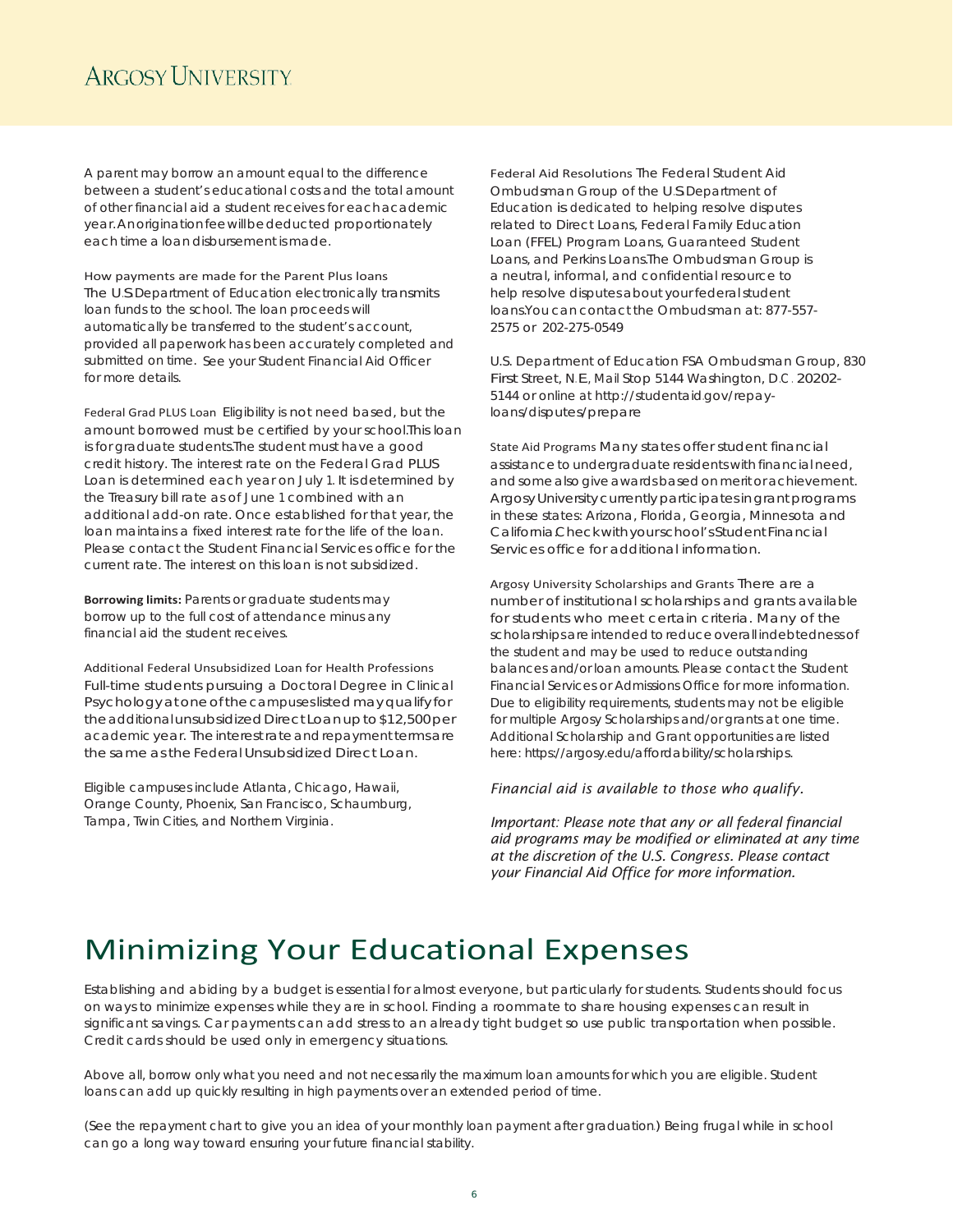A parent may borrow an amount equal to the difference between a student's educational costs and the total amount of other financial aid a student receives for each academic year. An origination fee will be deducted proportionately each time a loan disbursement is made.

How payments are made for the Parent Plus loans
The U.S. Department of Education electronically transmits loan funds to the school. The loan proceeds will automatically be transferred to the student's account, provided all paperwork has been accurately completed and submitted on time. See your Student Financial Aid Officer for more details.

Federal Grad PLUS Loan Eligibility is not need based, but the amount borrowed must be certified by your school. This loan is for graduate students. The student must have a good credit history. The interest rate on the Federal Grad PLUS Loan is determined each year on July 1. It is determined by the Treasury bill rate as of June 1 combined with an additional add-on rate. Once established for that year, the loan maintains a fixed interest rate for the life of the loan. Please contact the Student Financial Services office for the current rate. The interest on this loan is not subsidized.

**Borrowing limits:** Parents or graduate students may borrow up to the full cost of attendance minus any financial aid the student receives.

Additional Federal Unsubsidized Loan for Health Professions
Full-time students pursuing a Doctoral Degree in Clinical Psychology at one of the campuses listed may qualify for the additional unsubsidized Direct Loan up to $12,500 per academic year. The interest rate and repayment terms are the same as the Federal Unsubsidized Direct Loan.

Eligible campuses include Atlanta, Chicago, Hawaii, Orange County, Phoenix, San Francisco, Schaumburg, Tampa, Twin Cities, and Northern Virginia.

Federal Aid Resolutions The Federal Student Aid Ombudsman Group of the U.S. Department of Education is dedicated to helping resolve disputes related to Direct Loans, Federal Family Education Loan (FFEL) Program Loans, Guaranteed Student Loans, and Perkins Loans. The Ombudsman Group is a neutral, informal, and confidential resource to help resolve disputes about your federal student loans. You can contact the Ombudsman at: 877-557-2575 or 202-275-0549

U.S. Department of Education FSA Ombudsman Group, 830 First Street, N.E., Mail Stop 5144 Washington, D.C. 20202-5144 or online at http://studentaid.gov/repay-loans/disputes/prepare

State Aid Programs Many states offer student financial assistance to undergraduate residents with financial need, and some also give awards based on merit or achievement. Argosy University currently participates in grant programs in these states: Arizona, Florida, Georgia, Minnesota and California. Check with your school's Student Financial Services office for additional information.

Argosy University Scholarships and Grants There are a number of institutional scholarships and grants available for students who meet certain criteria. Many of the scholarships are intended to reduce overall indebtedness of the student and may be used to reduce outstanding balances and/or loan amounts. Please contact the Student Financial Services or Admissions Office for more information. Due to eligibility requirements, students may not be eligible for multiple Argosy Scholarships and/or grants at one time. Additional Scholarship and Grant opportunities are listed here: https://argosy.edu/affordability/scholarships.

*Financial aid is available to those who qualify.*

*Important: Please note that any or all federal financial aid programs may be modified or eliminated at any time at the discretion of the U.S. Congress. Please contact your Financial Aid Office for more information.*

# Minimizing Your Educational Expenses

Establishing and abiding by a budget is essential for almost everyone, but particularly for students. Students should focus on ways to minimize expenses while they are in school. Finding a roommate to share housing expenses can result in significant savings. Car payments can add stress to an already tight budget so use public transportation when possible. Credit cards should be used only in emergency situations.

Above all, borrow only what you need and not necessarily the maximum loan amounts for which you are eligible. Student loans can add up quickly resulting in high payments over an extended period of time.

(See the repayment chart to give you an idea of your monthly loan payment after graduation.) Being frugal while in school can go a long way toward ensuring your future financial stability.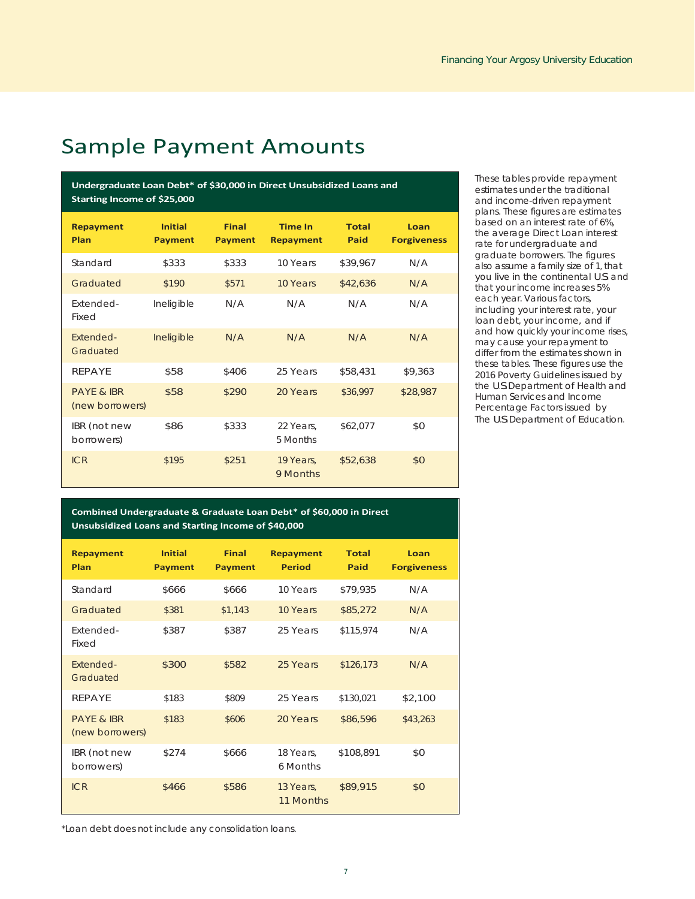# Sample Payment Amounts

| Undergraduate Loan Debt* of $30,000 in Direct Unsubsidized Loans and Starting Income of $25,000 | | | | | |
|---|---|---|---|---|---|
| **Repayment Plan** | **Initial Payment** | **Final Payment** | **Time In Repayment** | **Total Paid** | **Loan Forgiveness** |
| Standard | $333 | $333 | 10 Years | $39,967 | N/A |
| Graduated | $190 | $571 | 10 Years | $42,636 | N/A |
| Extended-Fixed | Ineligible | N/A | N/A | N/A | N/A |
| Extended-Graduated | Ineligible | N/A | N/A | N/A | N/A |
| REPAYE | $58 | $406 | 25 Years | $58,431 | $9,363 |
| PAYE & IBR (new borrowers) | $58 | $290 | 20 Years | $36,997 | $28,987 |
| IBR (not new borrowers) | $86 | $333 | 22 Years, 5 Months | $62,077 | $0 |
| ICR | $195 | $251 | 19 Years, 9 Months | $52,638 | $0 |

| Combined Undergraduate & Graduate Loan Debt* of $60,000 in Direct Unsubsidized Loans and Starting Income of $40,000 | | | | | |
|---|---|---|---|---|---|
| **Repayment Plan** | **Initial Payment** | **Final Payment** | **Repayment Period** | **Total Paid** | **Loan Forgiveness** |
| Standard | $666 | $666 | 10 Years | $79,935 | N/A |
| Graduated | $381 | $1,143 | 10 Years | $85,272 | N/A |
| Extended-Fixed | $387 | $387 | 25 Years | $115,974 | N/A |
| Extended-Graduated | $300 | $582 | 25 Years | $126,173 | N/A |
| REPAYE | $183 | $809 | 25 Years | $130,021 | $2,100 |
| PAYE & IBR (new borrowers) | $183 | $606 | 20 Years | $86,596 | $43,263 |
| IBR (not new borrowers) | $274 | $666 | 18 Years, 6 Months | $108,891 | $0 |
| ICR | $466 | $586 | 13 Years, 11 Months | $89,915 | $0 |

*Loan debt does not include any consolidation loans.

*These tables provide repayment estimates under the traditional and income-driven repayment plans. These figures are estimates based on an interest rate of 6%, the average Direct Loan interest rate for undergraduate and graduate borrowers. The figures also assume a family size of 1, that you live in the continental U.S. and that your income increases 5% each year. Various factors, including your interest rate, your loan debt, your income, and if and how quickly your income rises, may cause your repayment to differ from the estimates shown in these tables. These figures use the 2016 Poverty Guidelines issued by the U.S. Department of Health and Human Services and Income Percentage Factors issued by The U.S. Department of Education.*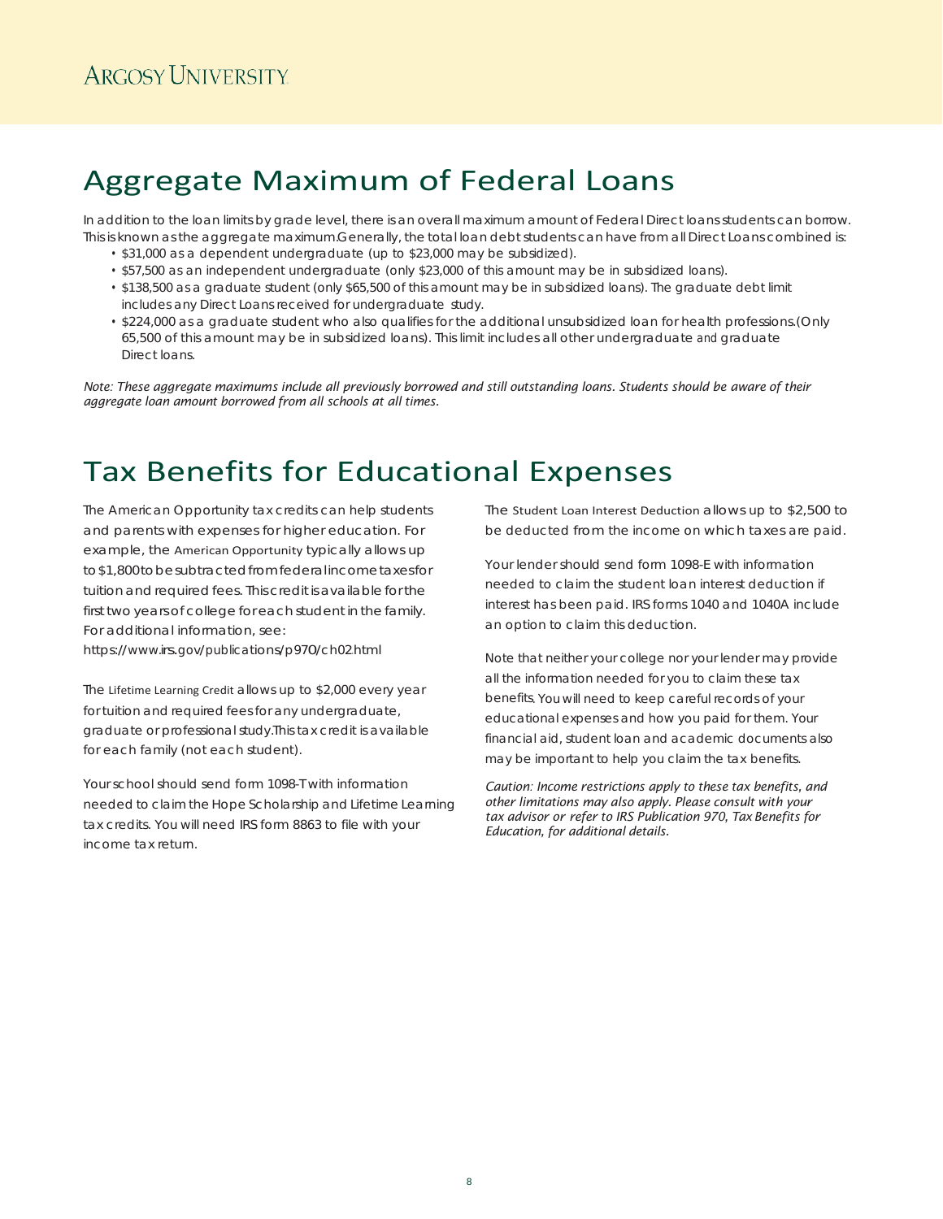# Aggregate Maximum of Federal Loans

In addition to the loan limits by grade level, there is an overall maximum amount of Federal Direct loans students can borrow. This is known as the aggregate maximum. Generally, the total loan debt students can have from all Direct Loans combined is:

- $31,000 as a dependent undergraduate (up to $23,000 may be subsidized).
- $57,500 as an independent undergraduate (only $23,000 of this amount may be in subsidized loans).
- $138,500 as a graduate student (only $65,500 of this amount may be in subsidized loans). The graduate debt limit includes any Direct Loans received for undergraduate study.
- $224,000 as a graduate student who also qualifies for the additional unsubsidized loan for health professions. (Only 65,500 of this amount may be in subsidized loans). This limit includes all other undergraduate and graduate Direct loans.

*Note: These aggregate maximums include all previously borrowed and still outstanding loans. Students should be aware of their aggregate loan amount borrowed from all schools at all times.*

# Tax Benefits for Educational Expenses

The American Opportunity tax credits can help students and parents with expenses for higher education. For example, the American Opportunity typically allows up to $1,800 to be subtracted from federal income taxes for tuition and required fees. This credit is available for the first two years of college for each student in the family. For additional information, see: https://www.irs.gov/publications/p970/ch02.html

The Lifetime Learning Credit allows up to $2,000 every year for tuition and required fees for any undergraduate, graduate or professional study. This tax credit is available for each family (not each student).

Your school should send form 1098-T with information needed to claim the Hope Scholarship and Lifetime Learning tax credits. You will need IRS form 8863 to file with your income tax return.

The Student Loan Interest Deduction allows up to $2,500 to be deducted from the income on which taxes are paid.

Your lender should send form 1098-E with information needed to claim the student loan interest deduction if interest has been paid. IRS forms 1040 and 1040A include an option to claim this deduction.

Note that neither your college nor your lender may provide all the information needed for you to claim these tax benefits. You will need to keep careful records of your educational expenses and how you paid for them. Your financial aid, student loan and academic documents also may be important to help you claim the tax benefits.

*Caution: Income restrictions apply to these tax benefits, and other limitations may also apply. Please consult with your tax advisor or refer to IRS Publication 970, Tax Benefits for Education, for additional details.*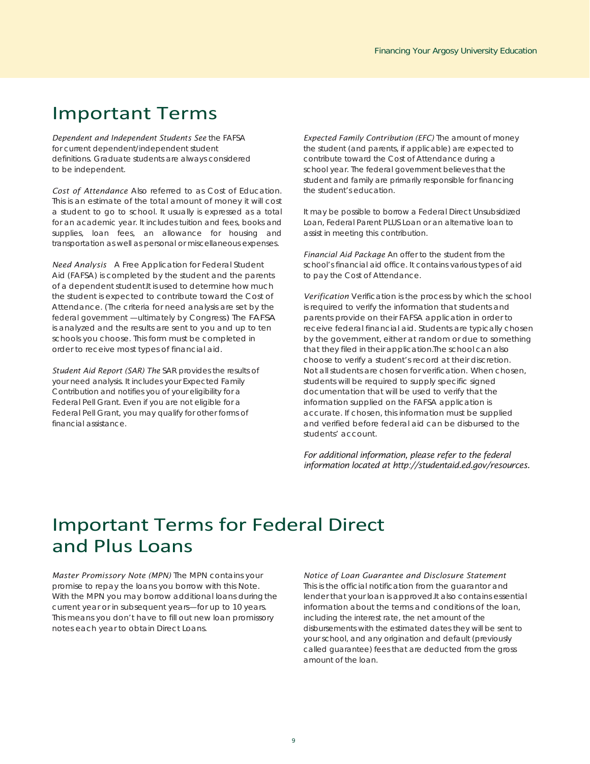# Important Terms

*Dependent and Independent Students See* the FAFSA for current dependent/independent student definitions. Graduate students are always considered to be independent.

*Cost of Attendance* Also referred to as Cost of Education. This is an estimate of the total amount of money it will cost a student to go to school. It usually is expressed as a total for an academic year. It includes tuition and fees, books and supplies, loan fees, an allowance for housing and transportation as well as personal or miscellaneous expenses.

*Need Analysis* A Free Application for Federal Student Aid (FAFSA) is completed by the student and the parents of a dependent student.It is used to determine how much the student is expected to contribute toward the Cost of Attendance. (The criteria for need analysis are set by the federal government —ultimately by Congress) The FAFSA is analyzed and the results are sent to you and up to ten schools you choose. This form must be completed in order to receive most types of financial aid.

*Student Aid Report (SAR) The* SAR provides the results of your need analysis. It includes your Expected Family Contribution and notifies you of your eligibility for a Federal Pell Grant. Even if you are not eligible for a Federal Pell Grant, you may qualify for other forms of financial assistance.

*Expected Family Contribution (EFC)* The amount of money the student (and parents, if applicable) are expected to contribute toward the Cost of Attendance during a school year. The federal government believes that the student and family are primarily responsible for financing the student's education.

It may be possible to borrow a Federal Direct Unsubsidized Loan, Federal Parent PLUS Loan or an alternative loan to assist in meeting this contribution.

*Financial Aid Package* An offer to the student from the school's financial aid office. It contains various types of aid to pay the Cost of Attendance.

*Verification* Verification is the process by which the school is required to verify the information that students and parents provide on their FAFSA application in order to receive federal financial aid. Students are typically chosen by the government, either at random or due to something that they filed in their application.The school can also choose to verify a student's record at their discretion. Not all students are chosen for verification. When chosen, students will be required to supply specific signed documentation that will be used to verify that the information supplied on the FAFSA application is accurate. If chosen, this information must be supplied and verified before federal aid can be disbursed to the students' account.

*For additional information, please refer to the federal information located at http://studentaid.ed.gov/resources.*

# Important Terms for Federal Direct and Plus Loans

*Master Promissory Note (MPN)* The MPN contains your promise to repay the loans you borrow with this Note. With the MPN you may borrow additional loans during the current year or in subsequent years—for up to 10 years. This means you don't have to fill out new loan promissory notes each year to obtain Direct Loans.

*Notice of Loan Guarantee and Disclosure Statement* This is the official notification from the guarantor and lender that your loan is approved.It also contains essential information about the terms and conditions of the loan, including the interest rate, the net amount of the disbursements with the estimated dates they will be sent to your school, and any origination and default (previously called guarantee) fees that are deducted from the gross amount of the loan.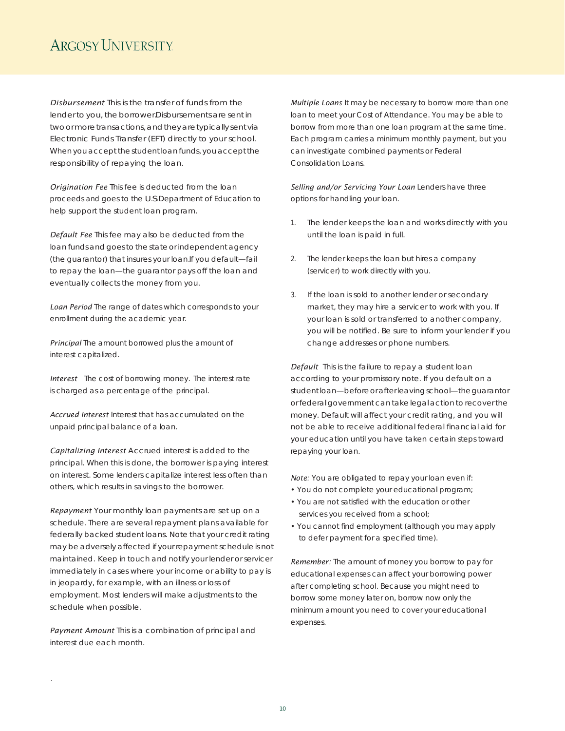*Disbursement* This is the transfer of funds from the lender to you, the borrower. Disbursements are sent in two or more transactions, and they are typically sent via Electronic Funds Transfer (EFT) directly to your school. When you accept the student loan funds, you accept the responsibility of repaying the loan.

*Origination Fee* This fee is deducted from the loan proceeds and goes to the U.S. Department of Education to help support the student loan program.

*Default Fee* This fee may also be deducted from the loan funds and goes to the state or independent agency (the guarantor) that insures your loan. If you default—fail to repay the loan—the guarantor pays off the loan and eventually collects the money from you.

*Loan Period* The range of dates which corresponds to your enrollment during the academic year.

*Principal* The amount borrowed plus the amount of interest capitalized.

*Interest* The cost of borrowing money. The interest rate is charged as a percentage of the principal.

*Accrued Interest* Interest that has accumulated on the unpaid principal balance of a loan.

*Capitalizing Interest* Accrued interest is added to the principal. When this is done, the borrower is paying interest on interest. Some lenders capitalize interest less often than others, which results in savings to the borrower.

*Repayment* Your monthly loan payments are set up on a schedule. There are several repayment plans available for federally backed student loans. Note that your credit rating may be adversely affected if your repayment schedule is not maintained. Keep in touch and notify your lender or servicer immediately in cases where your income or ability to pay is in jeopardy, for example, with an illness or loss of employment. Most lenders will make adjustments to the schedule when possible.

*Payment Amount* This is a combination of principal and interest due each month.

*Multiple Loans* It may be necessary to borrow more than one loan to meet your Cost of Attendance. You may be able to borrow from more than one loan program at the same time. Each program carries a minimum monthly payment, but you can investigate combined payments or Federal Consolidation Loans.

*Selling and/or Servicing Your Loan* Lenders have three options for handling your loan.

1. The lender keeps the loan and works directly with you until the loan is paid in full.
2. The lender keeps the loan but hires a company (servicer) to work directly with you.
3. If the loan is sold to another lender or secondary market, they may hire a servicer to work with you. If your loan is sold or transferred to another company, you will be notified. Be sure to inform your lender if you change addresses or phone numbers.

*Default* This is the failure to repay a student loan according to your promissory note. If you default on a student loan—before or after leaving school—the guarantor or federal government can take legal action to recover the money. Default will affect your credit rating, and you will not be able to receive additional federal financial aid for your education until you have taken certain steps toward repaying your loan.

*Note:* You are obligated to repay your loan even if:

- You do not complete your educational program;
- You are not satisfied with the education or other services you received from a school;
- You cannot find employment (although you may apply to defer payment for a specified time).

*Remember:* The amount of money you borrow to pay for educational expenses can affect your borrowing power after completing school. Because you might need to borrow some money later on, borrow now only the minimum amount you need to cover your educational expenses.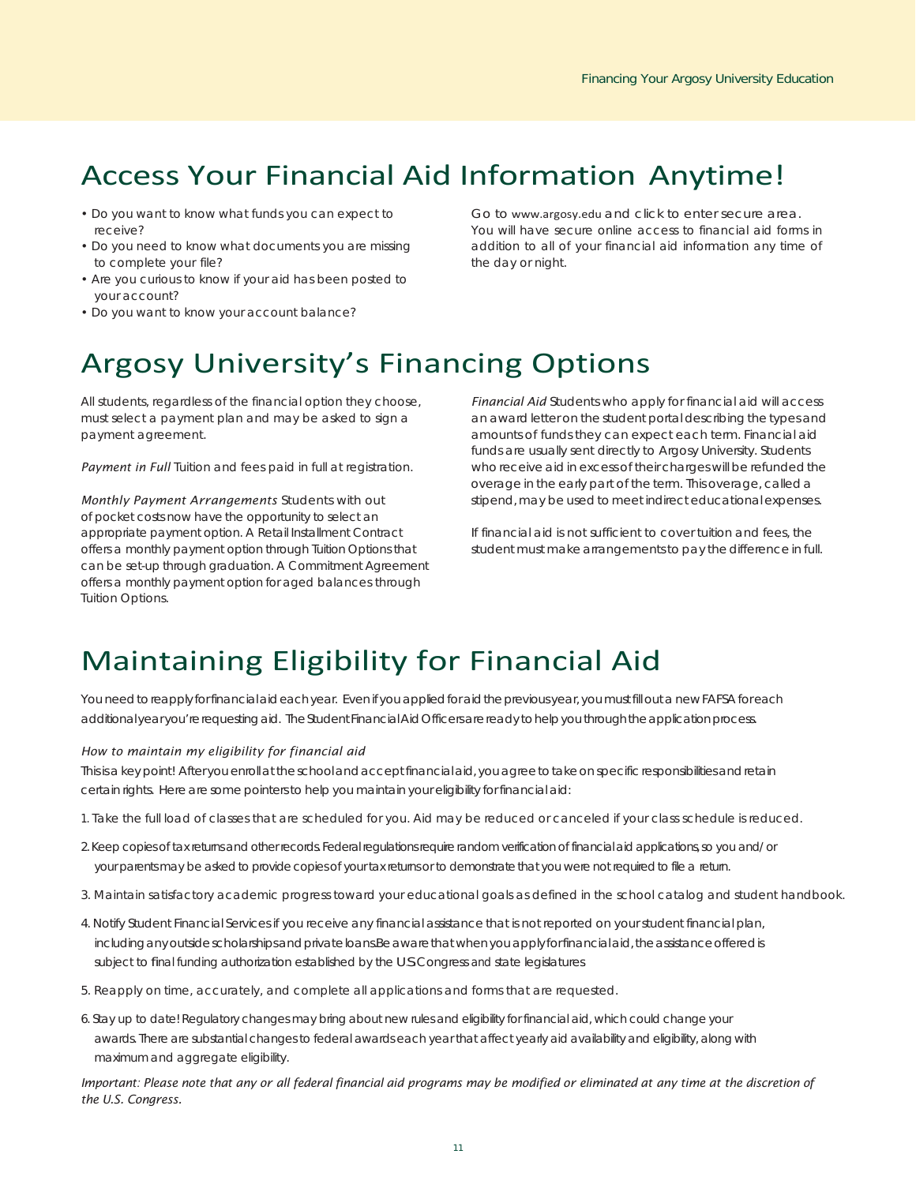## Access Your Financial Aid Information Anytime!

- Do you want to know what funds you can expect to receive?
- Do you need to know what documents you are missing to complete your file?
- Are you curious to know if your aid has been posted to your account?
- Do you want to know your account balance?

Go to www.argosy.edu and click to enter secure area. You will have secure online access to financial aid forms in addition to all of your financial aid information any time of the day or night.

## Argosy University's Financing Options

All students, regardless of the financial option they choose, must select a payment plan and may be asked to sign a payment agreement.

*Payment in Full* Tuition and fees paid in full at registration.

*Monthly Payment Arrangements* Students with out of pocket costs now have the opportunity to select an appropriate payment option. A Retail Installment Contract offers a monthly payment option through Tuition Options that can be set-up through graduation. A Commitment Agreement offers a monthly payment option for aged balances through Tuition Options.

*Financial Aid* Students who apply for financial aid will access an award letter on the student portal describing the types and amounts of funds they can expect each term. Financial aid funds are usually sent directly to Argosy University. Students who receive aid in excess of their charges will be refunded the overage in the early part of the term. This overage, called a stipend, may be used to meet indirect educational expenses.

If financial aid is not sufficient to cover tuition and fees, the student must make arrangements to pay the difference in full.

## Maintaining Eligibility for Financial Aid

You need to reapply for financial aid each year. Even if you applied for aid the previous year, you must fill out a new FAFSA for each additional year you're requesting aid. The Student Financial Aid Officers are ready to help you through the application process.

*How to maintain my eligibility for financial aid*

This is a key point! After you enroll at the school and accept financial aid, you agree to take on specific responsibilities and retain certain rights. Here are some pointers to help you maintain your eligibility for financial aid:

1. Take the full load of classes that are scheduled for you. Aid may be reduced or canceled if your class schedule is reduced.
2. Keep copies of tax returns and other records. Federal regulations require random verification of financial aid applications, so you and/or your parents may be asked to provide copies of your tax returns or to demonstrate that you were not required to file a return.
3. Maintain satisfactory academic progress toward your educational goals as defined in the school catalog and student handbook.
4. Notify Student Financial Services if you receive any financial assistance that is not reported on your student financial plan, including any outside scholarships and private loans. Be aware that when you apply for financial aid, the assistance offered is subject to final funding authorization established by the U.S. Congress and state legislatures
5. Reapply on time, accurately, and complete all applications and forms that are requested.
6. Stay up to date! Regulatory changes may bring about new rules and eligibility for financial aid, which could change your awards. There are substantial changes to federal awards each year that affect yearly aid availability and eligibility, along with maximum and aggregate eligibility.

*Important: Please note that any or all federal financial aid programs may be modified or eliminated at any time at the discretion of the U.S. Congress.*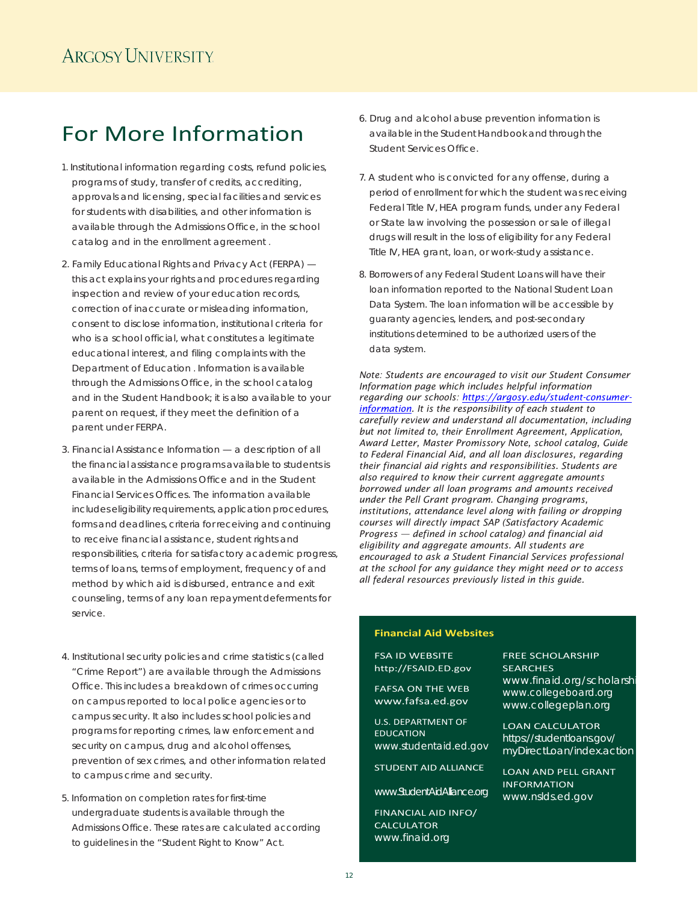# For More Information

1. Institutional information regarding costs, refund policies, programs of study, transfer of credits, accrediting, approvals and licensing, special facilities and services for students with disabilities, and other information is available through the Admissions Office, in the school catalog and in the enrollment agreement .

2. Family Educational Rights and Privacy Act (FERPA) — this act explains your rights and procedures regarding inspection and review of your education records, correction of inaccurate or misleading information, consent to disclose information, institutional criteria for who is a school official, what constitutes a legitimate educational interest, and filing complaints with the Department of Education . Information is available through the Admissions Office, in the school catalog and in the Student Handbook; it is also available to your parent on request, if they meet the definition of a parent under FERPA.

3. Financial Assistance Information — a description of all the financial assistance programs available to students is available in the Admissions Office and in the Student Financial Services Offices. The information available includes eligibility requirements, application procedures, forms and deadlines, criteria for receiving and continuing to receive financial assistance, student rights and responsibilities, criteria for satisfactory academic progress, terms of loans, terms of employment, frequency of and method by which aid is disbursed, entrance and exit counseling, terms of any loan repayment deferments for service.

4. Institutional security policies and crime statistics (called "Crime Report") are available through the Admissions Office. This includes a breakdown of crimes occurring on campus reported to local police agencies or to campus security. It also includes school policies and programs for reporting crimes, law enforcement and security on campus, drug and alcohol offenses, prevention of sex crimes, and other information related to campus crime and security.

5. Information on completion rates for first-time undergraduate students is available through the Admissions Office. These rates are calculated according to guidelines in the "Student Right to Know" Act.

6. Drug and alcohol abuse prevention information is available in the Student Handbook and through the Student Services Office.

7. A student who is convicted for any offense, during a period of enrollment for which the student was receiving Federal Title IV, HEA program funds, under any Federal or State law involving the possession or sale of illegal drugs will result in the loss of eligibility for any Federal Title IV, HEA grant, loan, or work-study assistance.

8. Borrowers of any Federal Student Loans will have their loan information reported to the National Student Loan Data System. The loan information will be accessible by guaranty agencies, lenders, and post-secondary institutions determined to be authorized users of the data system.

*Note: Students are encouraged to visit our Student Consumer Information page which includes helpful information regarding our schools: https://argosy.edu/student-consumer-information. It is the responsibility of each student to carefully review and understand all documentation, including but not limited to, their Enrollment Agreement, Application, Award Letter, Master Promissory Note, school catalog, Guide to Federal Financial Aid, and all loan disclosures, regarding their financial aid rights and responsibilities. Students are also required to know their current aggregate amounts borrowed under all loan programs and amounts received under the Pell Grant program. Changing programs, institutions, attendance level along with failing or dropping courses will directly impact SAP (Satisfactory Academic Progress — defined in school catalog) and financial aid eligibility and aggregate amounts. All students are encouraged to ask a Student Financial Services professional at the school for any guidance they might need or to access all federal resources previously listed in this guide.*

**Financial Aid Websites**

FSA ID WEBSITE
http://FSAID.ED.gov

FAFSA ON THE WEB
www.fafsa.ed.gov

U.S. DEPARTMENT OF EDUCATION
www.studentaid.ed.gov

STUDENT AID ALLIANCE
www.StudentAidAlliance.org

FINANCIAL AID INFO/ CALCULATOR
www.finaid.org

FREE SCHOLARSHIP SEARCHES
www.finaid.org/scholarshi
www.collegeboard.org
www.collegeplan.org

LOAN CALCULATOR
https//studentloans.gov/myDirectLoan/index.action

LOAN AND PELL GRANT INFORMATION
www.nslds.ed.gov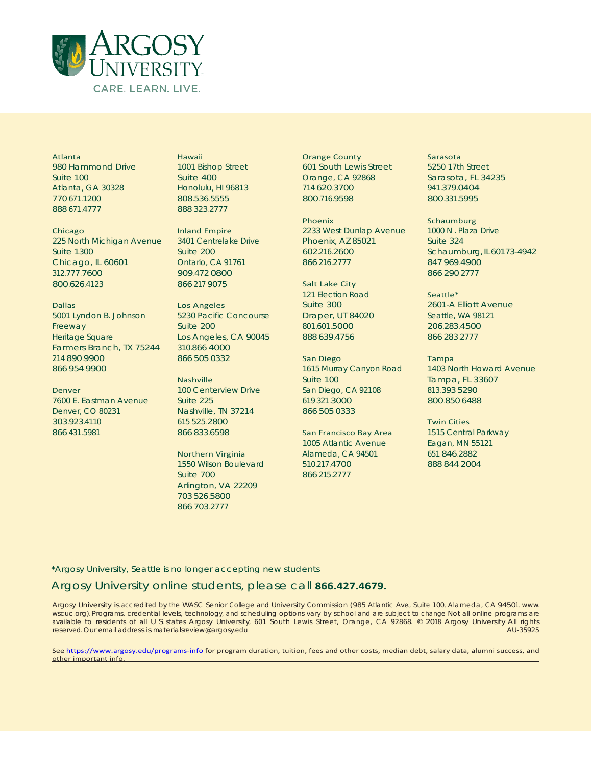ARGOSY UNIVERSITY

CARE. LEARN. LIVE.

Atlanta
980 Hammond Drive
Suite 100
Atlanta, GA 30328
770.671.1200
888.671.4777

Chicago
225 North Michigan Avenue
Suite 1300
Chicago, IL 60601
312.777.7600
800.626.4123

Dallas
5001 Lyndon B. Johnson Freeway
Heritage Square
Farmers Branch, TX 75244
214.890.9900
866.954.9900

Denver
7600 E. Eastman Avenue
Denver, CO 80231
303.923.4110
866.431.5981

Hawaii
1001 Bishop Street
Suite 400
Honolulu, HI 96813
808.536.5555
888.323.2777

Inland Empire
3401 Centrelake Drive
Suite 200
Ontario, CA 91761
909.472.0800
866.217.9075

Los Angeles
5230 Pacific Concourse
Suite 200
Los Angeles, CA 90045
310.866.4000
866.505.0332

Nashville
100 Centerview Drive
Suite 225
Nashville, TN 37214
615.525.2800
866.833.6598

Northern Virginia
1550 Wilson Boulevard
Suite 700
Arlington, VA 22209
703.526.5800
866.703.2777

Orange County
601 South Lewis Street
Orange, CA 92868
714.620.3700
800.716.9598

Phoenix
2233 West Dunlap Avenue
Phoenix, AZ 85021
602.216.2600
866.216.2777

Salt Lake City
121 Election Road
Suite 300
Draper, UT 84020
801.601.5000
888.639.4756

San Diego
1615 Murray Canyon Road
Suite 100
San Diego, CA 92108
619.321.3000
866.505.0333

San Francisco Bay Area
1005 Atlantic Avenue
Alameda, CA 94501
510.217.4700
866.215.2777

Sarasota
5250 17th Street
Sarasota, FL 34235
941.379.0404
800.331.5995

Schaumburg
1000 N. Plaza Drive
Suite 324
Schaumburg, IL 60173-4942
847.969.4900
866.290.2777

Seattle*
2601-A Elliott Avenue
Seattle, WA 98121
206.283.4500
866.283.2777

Tampa
1403 North Howard Avenue
Tampa, FL 33607
813.393.5290
800.850.6488

Twin Cities
1515 Central Parkway
Eagan, MN 55121
651.846.2882
888.844.2004

*Argosy University, Seattle is no longer accepting new students

Argosy University online students, please call **866.427.4679.**

Argosy University is accredited by the WASC Senior College and University Commission (985 Atlantic Ave., Suite 100, Alameda, CA 94501, www.wscuc.org). Programs, credential levels, technology, and scheduling options vary by school and are subject to change. Not all online programs are available to residents of all U.S. states Argosy University, 601 South Lewis Street, Orange, CA 92868. © 2018 Argosy University. All rights reserved. Our email address is materialsreview@argosy.edu. AU-35925

See https://www.argosy.edu/programs-info for program duration, tuition, fees and other costs, median debt, salary data, alumni success, and other important info.